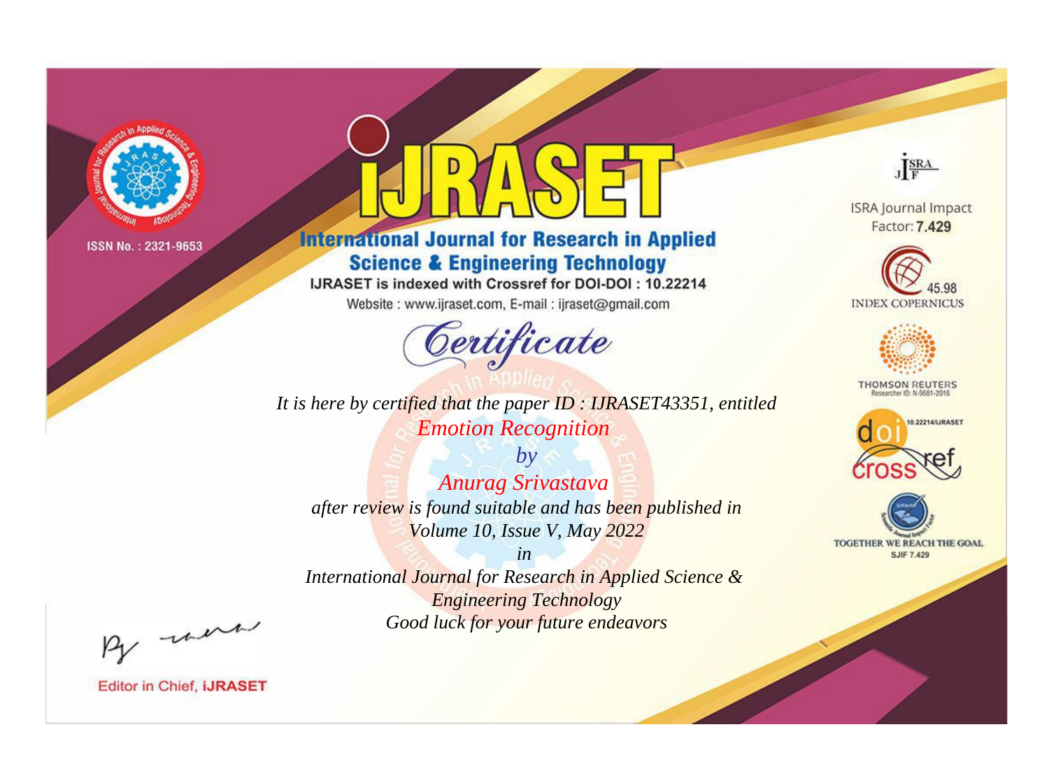ISSN No. : 2321-9653

# IJRASET

## International Journal for Research in Applied Science & Engineering Technology

IJRASET is indexed with Crossref for DOI-DOI : 10.22214

Website : www.ijraset.com, E-mail : ijraset@gmail.com

## *Certificate*

*It is here by certified that the paper ID : IJRASET43351, entitled*

*Emotion Recognition*

*by*

*Anurag Srivastava*

*after review is found suitable and has been published in*

*Volume 10, Issue V, May 2022*

*in*

*International Journal for Research in Applied Science & Engineering Technology*

*Good luck for your future endeavors*

Editor in Chief, IJRASET

ISRA Journal Impact Factor: **7.429**

45.98 INDEX COPERNICUS

THOMSON REUTERS

Researcher ID: N-9681-2016

10.22214/IJRASET

TOGETHER WE REACH THE GOAL

SJIF 7.429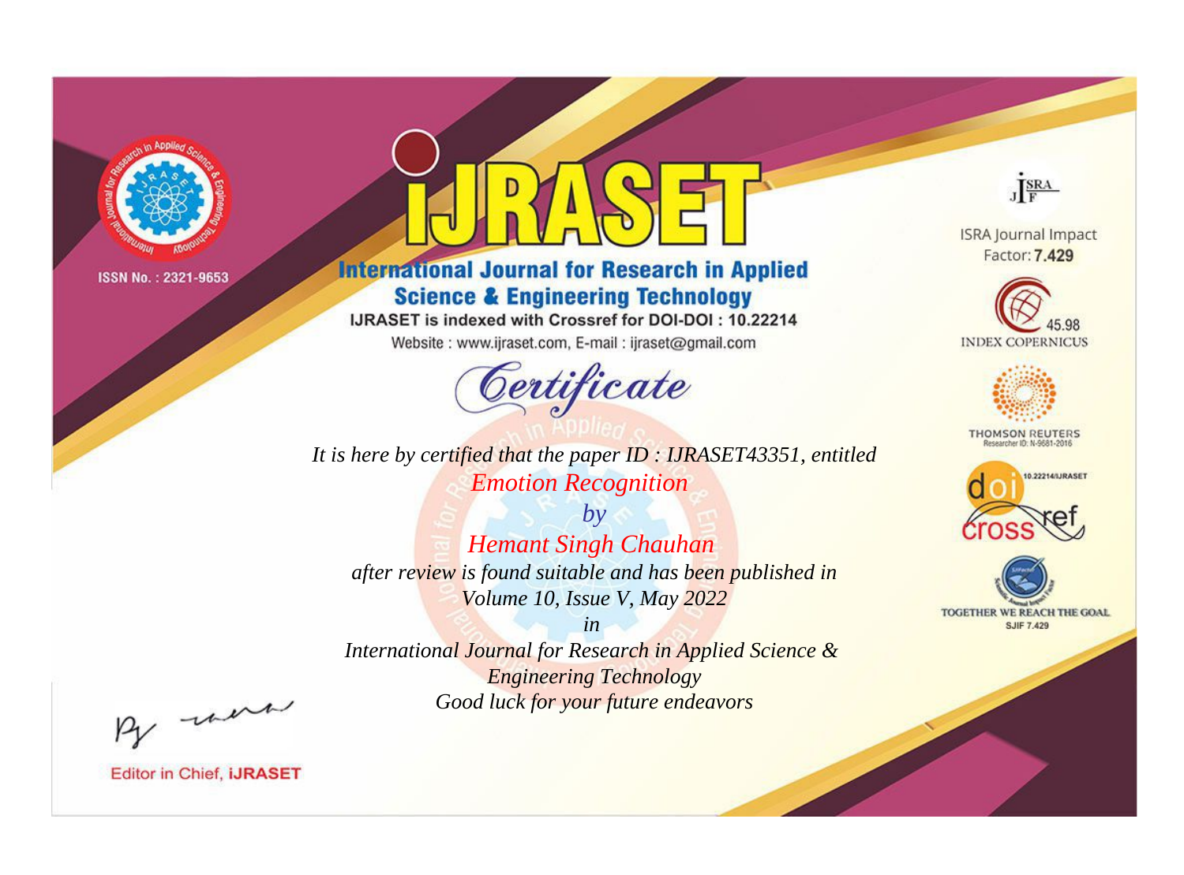ISSN No. : 2321-9653

# iJRASET

## International Journal for Research in Applied Science & Engineering Technology

IJRASET is indexed with Crossref for DOI-DOI : 10.22214

Website : www.ijraset.com, E-mail : ijraset@gmail.com

ISRA Journal Impact Factor: **7.429**

45.98 INDEX COPERNICUS

THOMSON REUTERS Researcher ID: N-9681-2016

10.22214/IJRASET

TOGETHER WE REACH THE GOAL SJIF 7.429

# *Certificate*

*It is here by certified that the paper ID : IJRASET43351, entitled*

*Emotion Recognition*

*by*

*Hemant Singh Chauhan*

*after review is found suitable and has been published in*

*Volume 10, Issue V, May 2022*

*in*

*International Journal for Research in Applied Science & Engineering Technology*

*Good luck for your future endeavors*

Editor in Chief, **iJRASET**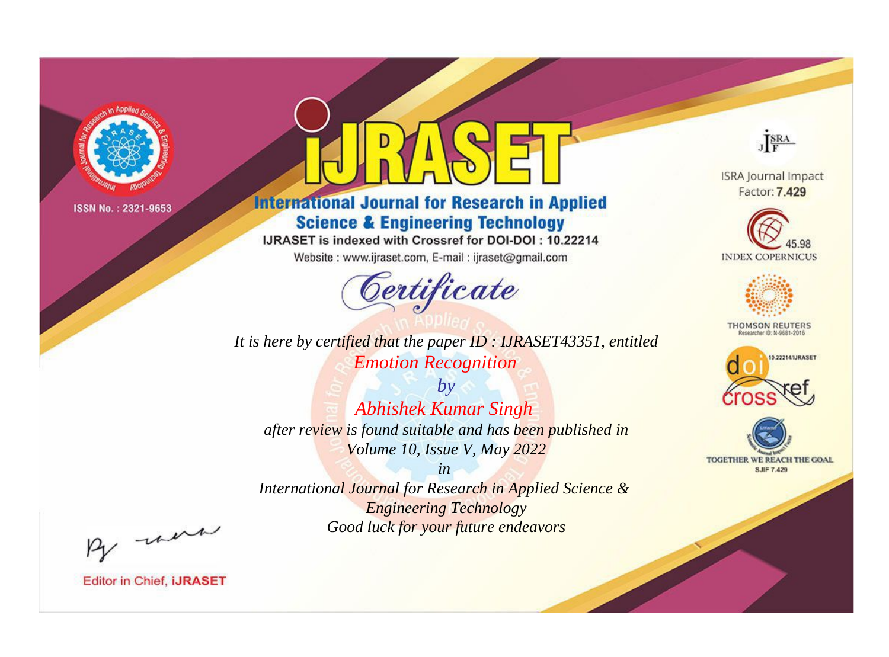ISSN No. : 2321-9653

# IJRASET

## International Journal for Research in Applied Science & Engineering Technology

IJRASET is indexed with Crossref for DOI-DOI : 10.22214

Website : www.ijraset.com, E-mail : ijraset@gmail.com

## Certificate

*It is here by certified that the paper ID : IJRASET43351, entitled*

*Emotion Recognition*

*by*

*Abhishek Kumar Singh*

*after review is found suitable and has been published in*

*Volume 10, Issue V, May 2022*

*in*

*International Journal for Research in Applied Science & Engineering Technology*

*Good luck for your future endeavors*

ISRA Journal Impact Factor: **7.429**

45.98 INDEX COPERNICUS

THOMSON REUTERS

Researcher ID: N-9681-2016

10.22214/IJRASET

TOGETHER WE REACH THE GOAL

SJIF 7.429

Editor in Chief, **iJRASET**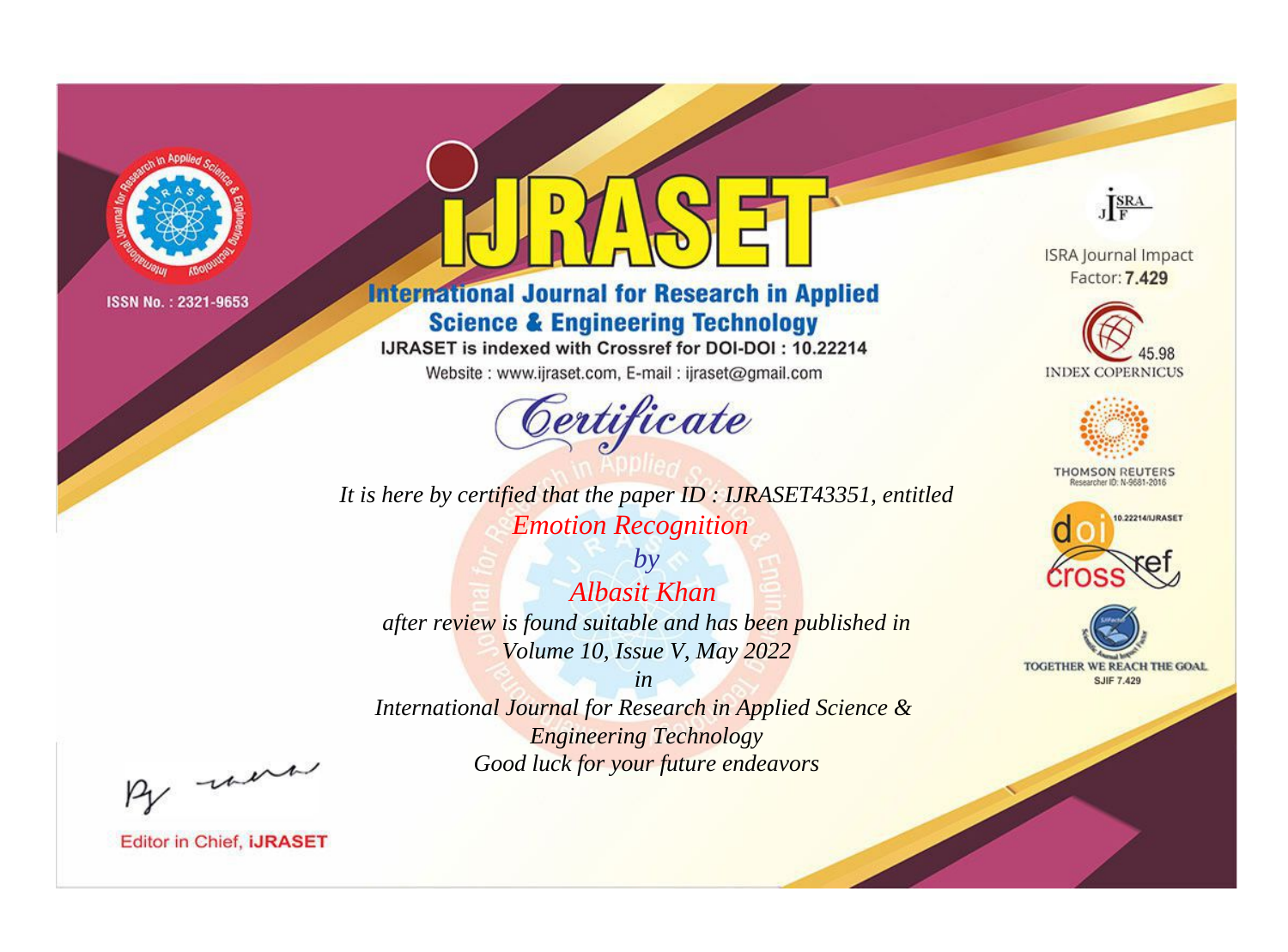ISSN No. : 2321-9653

# IJRASET

## International Journal for Research in Applied Science & Engineering Technology

IJRASET is indexed with Crossref for DOI-DOI : 10.22214

Website : www.ijraset.com, E-mail : ijraset@gmail.com

ISRA Journal Impact Factor: **7.429**

45.98 INDEX COPERNICUS

THOMSON REUTERS Researcher ID: N-9681-2016

10.22214/IJRASET

TOGETHER WE REACH THE GOAL SJIF 7.429

*Certificate*

*It is here by certified that the paper ID : IJRASET43351, entitled*

*Emotion Recognition*

*by*

*Albasit Khan*

*after review is found suitable and has been published in*

*Volume 10, Issue V, May 2022*

*in*

*International Journal for Research in Applied Science & Engineering Technology*

*Good luck for your future endeavors*

Editor in Chief, **iJRASET**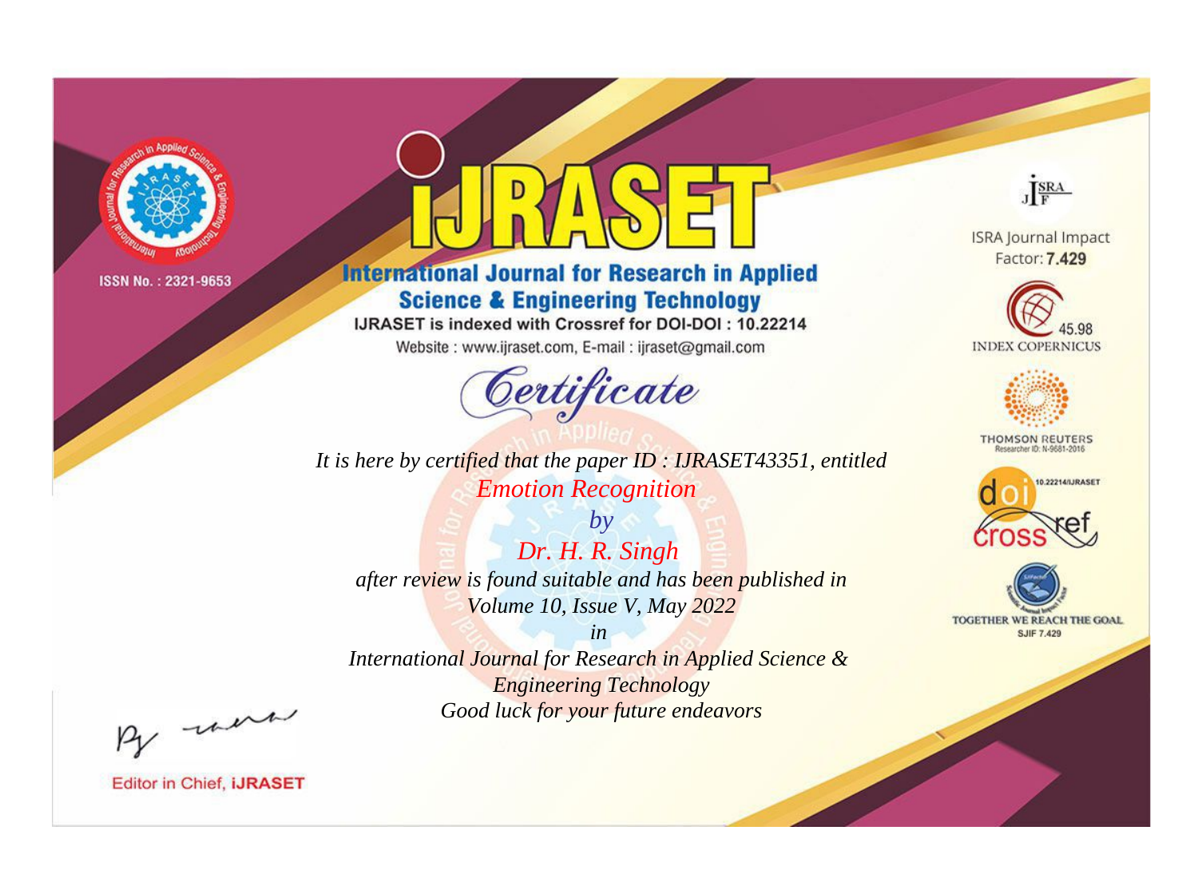ISSN No. : 2321-9653

# IJRASET

## International Journal for Research in Applied Science & Engineering Technology

IJRASET is indexed with Crossref for DOI-DOI : 10.22214

Website : www.ijraset.com, E-mail : ijraset@gmail.com

*Certificate*

*It is here by certified that the paper ID : IJRASET43351, entitled*

*Emotion Recognition*

*by*

*Dr. H. R. Singh*

*after review is found suitable and has been published in*

*Volume 10, Issue V, May 2022*

*in*

*International Journal for Research in Applied Science & Engineering Technology*

*Good luck for your future endeavors*

ISRA Journal Impact Factor: **7.429**

45.98 INDEX COPERNICUS

THOMSON REUTERS Researcher ID: N-9681-2016

10.22214/IJRASET

TOGETHER WE REACH THE GOAL SJIF 7.429

Editor in Chief, **iJRASET**